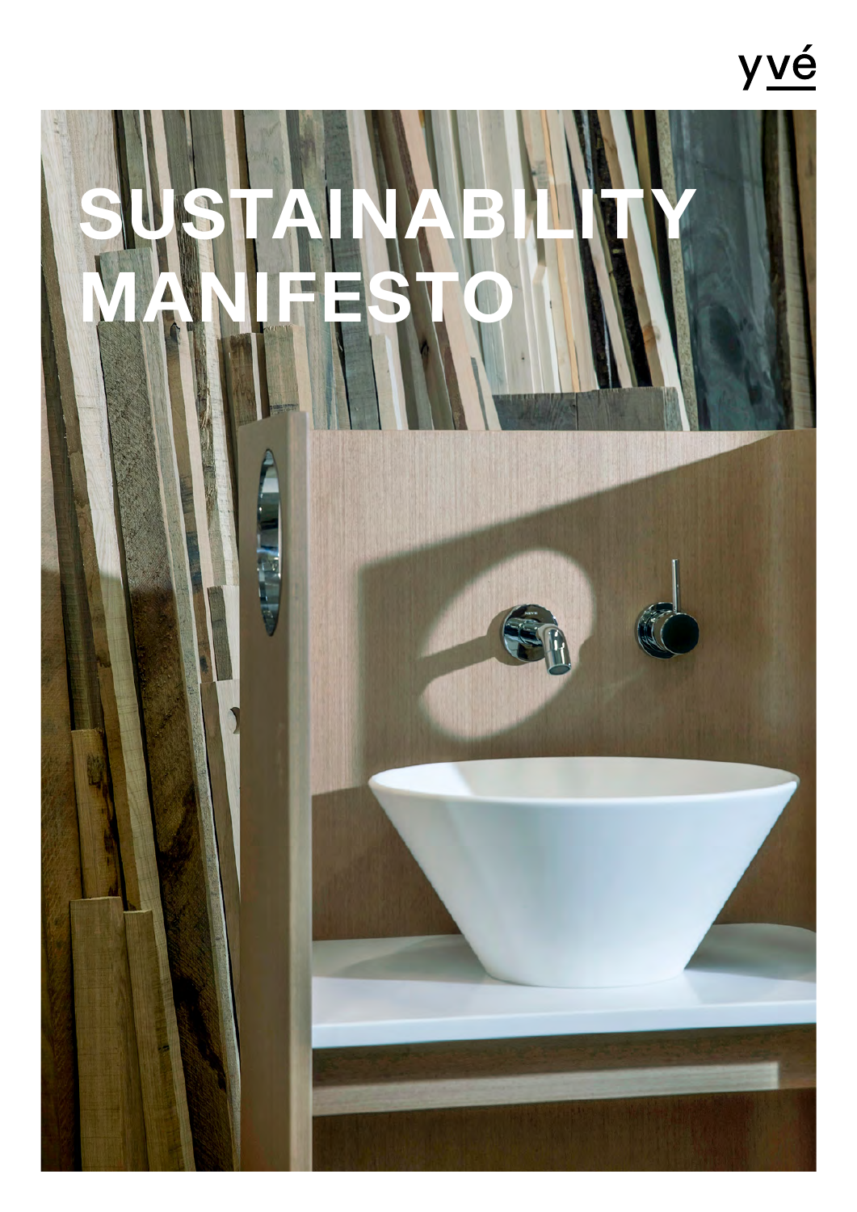yvé

# SUSTAINABILITY MANIFESTO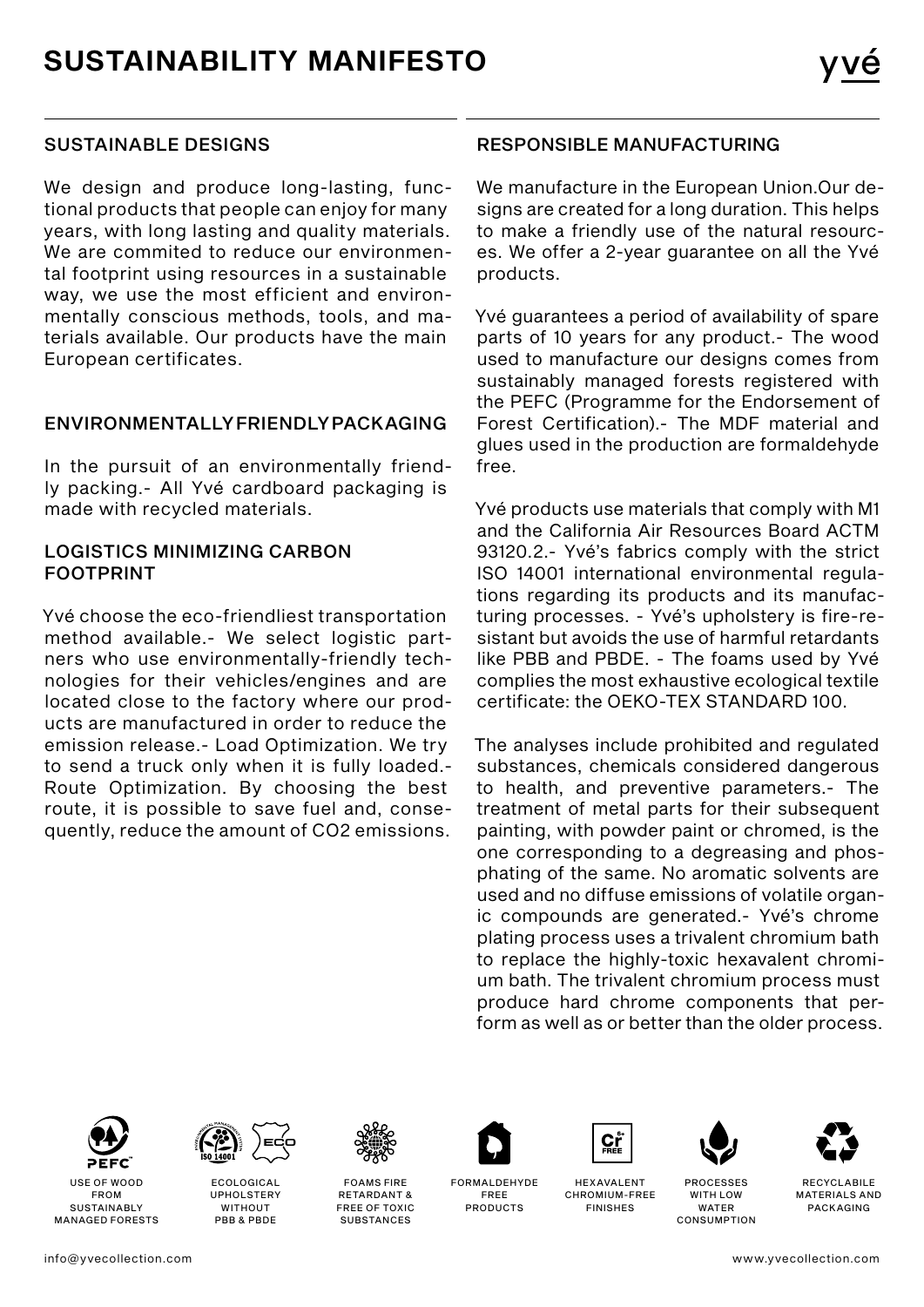# SUSTAINABILITY MANIFESTO

yvé

## SUSTAINABLE DESIGNS

We design and produce long-lasting, functional products that people can enjoy for many years, with long lasting and quality materials. We are commited to reduce our environmental footprint using resources in a sustainable way, we use the most efficient and environmentally conscious methods, tools, and materials available. Our products have the main European certificates.

## ENVIRONMENTALLY FRIENDLY PACKAGING

In the pursuit of an environmentally friendly packing.- All Yvé cardboard packaging is made with recycled materials.

## LOGISTICS MINIMIZING CARBON FOOTPRINT

Yvé choose the eco-friendliest transportation method available.- We select logistic partners who use environmentally-friendly technologies for their vehicles/engines and are located close to the factory where our products are manufactured in order to reduce the emission release.- Load Optimization. We try to send a truck only when it is fully loaded.- Route Optimization. By choosing the best route, it is possible to save fuel and, consequently, reduce the amount of $CO_2$ emissions.

## RESPONSIBLE MANUFACTURING

We manufacture in the European Union.Our designs are created for a long duration. This helps to make a friendly use of the natural resources. We offer a 2-year guarantee on all the Yvé products.

Yvé guarantees a period of availability of spare parts of 10 years for any product.- The wood used to manufacture our designs comes from sustainably managed forests registered with the PEFC (Programme for the Endorsement of Forest Certification).- The MDF material and glues used in the production are formaldehyde free.

Yvé products use materials that comply with M1 and the California Air Resources Board ACTM 93120.2.- Yvé's fabrics comply with the strict ISO 14001 international environmental regulations regarding its products and its manufacturing processes. - Yvé's upholstery is fire-resistant but avoids the use of harmful retardants like PBB and PBDE. - The foams used by Yvé complies the most exhaustive ecological textile certificate: the OEKO-TEX STANDARD 100.

The analyses include prohibited and regulated substances, chemicals considered dangerous to health, and preventive parameters.- The treatment of metal parts for their subsequent painting, with powder paint or chromed, is the one corresponding to a degreasing and phosphating of the same. No aromatic solvents are used and no diffuse emissions of volatile organic compounds are generated.- Yvé's chrome plating process uses a trivalent chromium bath to replace the highly-toxic hexavalent chromium bath. The trivalent chromium process must produce hard chrome components that perform as well as or better than the older process.

USE OF WOOD FROM SUSTAINABLY MANAGED FORESTS

ECOLOGICAL UPHOLSTERY WITHOUT PBB & PBDE

FOAMS FIRE RETARDANT & FREE OF TOXIC SUBSTANCES

FORMALDEHYDE FREE PRODUCTS

HEXAVALENT CHROMIUM-FREE FINISHES

PROCESSES WITH LOW WATER CONSUMPTION

RECYCLABILE MATERIALS AND PACKAGING

info@yvecollection.com

www.yvecollection.com